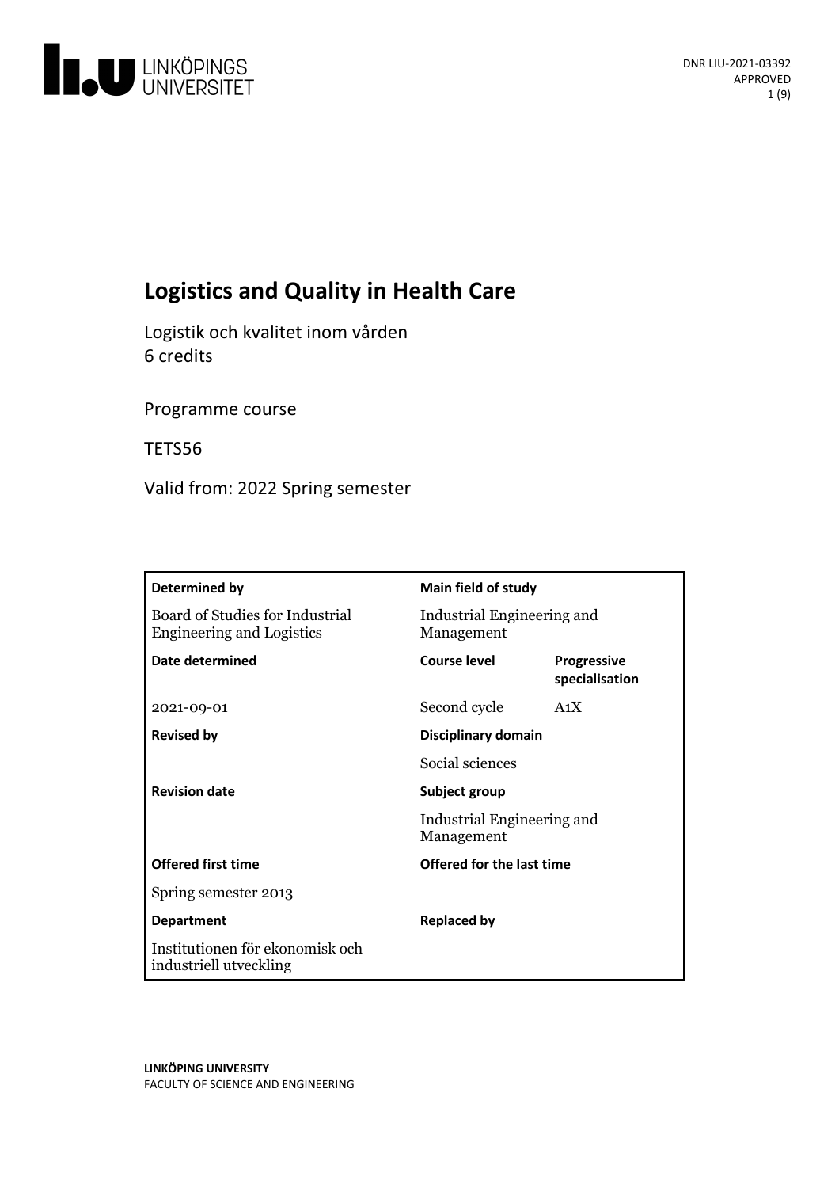DNR LIU-2021-03392
APPROVED

# Logistics and Quality in Health Care

Logistik och kvalitet inom vården
6 credits

Programme course

TETS56

Valid from: 2022 Spring semester

| | | |
|---|---|---|
| **Determined by** | **Main field of study** | |
| Board of Studies for Industrial Engineering and Logistics | Industrial Engineering and Management | |
| **Date determined** | **Course level** | **Progressive specialisation** |
| 2021-09-01 | Second cycle | A1X |
| **Revised by** | **Disciplinary domain** | |
| | Social sciences | |
| **Revision date** | **Subject group** | |
| | Industrial Engineering and Management | |
| **Offered first time** | **Offered for the last time** | |
| Spring semester 2013 | | |
| **Department** | **Replaced by** | |
| Institutionen för ekonomisk och industriell utveckling | | |

**LINKÖPING UNIVERSITY**
FACULTY OF SCIENCE AND ENGINEERING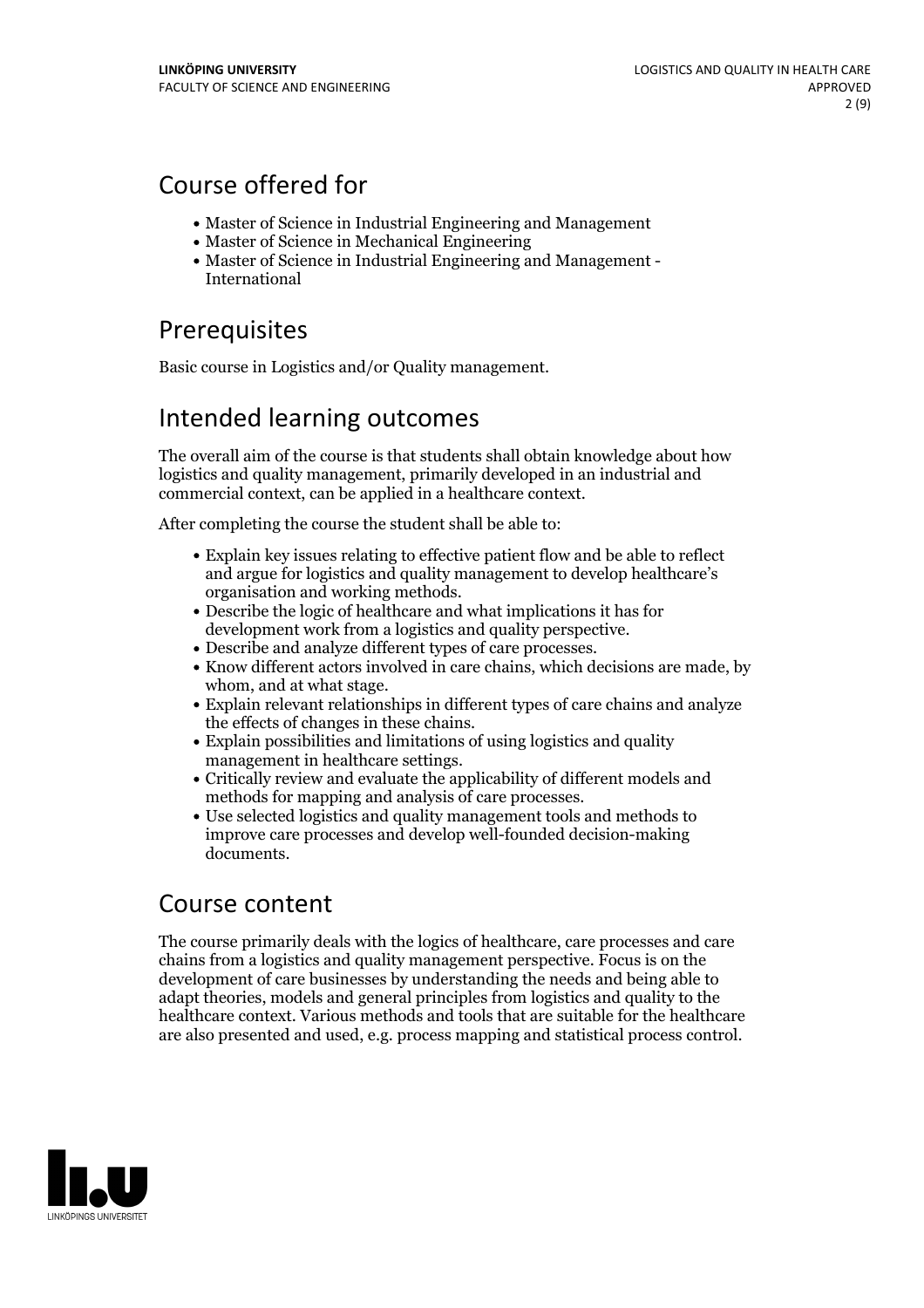## Course offered for

- Master of Science in Industrial Engineering and Management
- Master of Science in Mechanical Engineering
- Master of Science in Industrial Engineering and Management - International

## Prerequisites

Basic course in Logistics and/or Quality management.

## Intended learning outcomes

The overall aim of the course is that students shall obtain knowledge about how logistics and quality management, primarily developed in an industrial and commercial context, can be applied in a healthcare context.

After completing the course the student shall be able to:

- Explain key issues relating to effective patient flow and be able to reflect and argue for logistics and quality management to develop healthcare's organisation and working methods.
- Describe the logic of healthcare and what implications it has for development work from a logistics and quality perspective.
- Describe and analyze different types of care processes.
- Know different actors involved in care chains, which decisions are made, by whom, and at what stage.
- Explain relevant relationships in different types of care chains and analyze the effects of changes in these chains.
- Explain possibilities and limitations of using logistics and quality management in healthcare settings.
- Critically review and evaluate the applicability of different models and methods for mapping and analysis of care processes.
- Use selected logistics and quality management tools and methods to improve care processes and develop well-founded decision-making documents.

## Course content

The course primarily deals with the logics of healthcare, care processes and care chains from a logistics and quality management perspective. Focus is on the development of care businesses by understanding the needs and being able to adapt theories, models and general principles from logistics and quality to the healthcare context. Various methods and tools that are suitable for the healthcare are also presented and used, e.g. process mapping and statistical process control.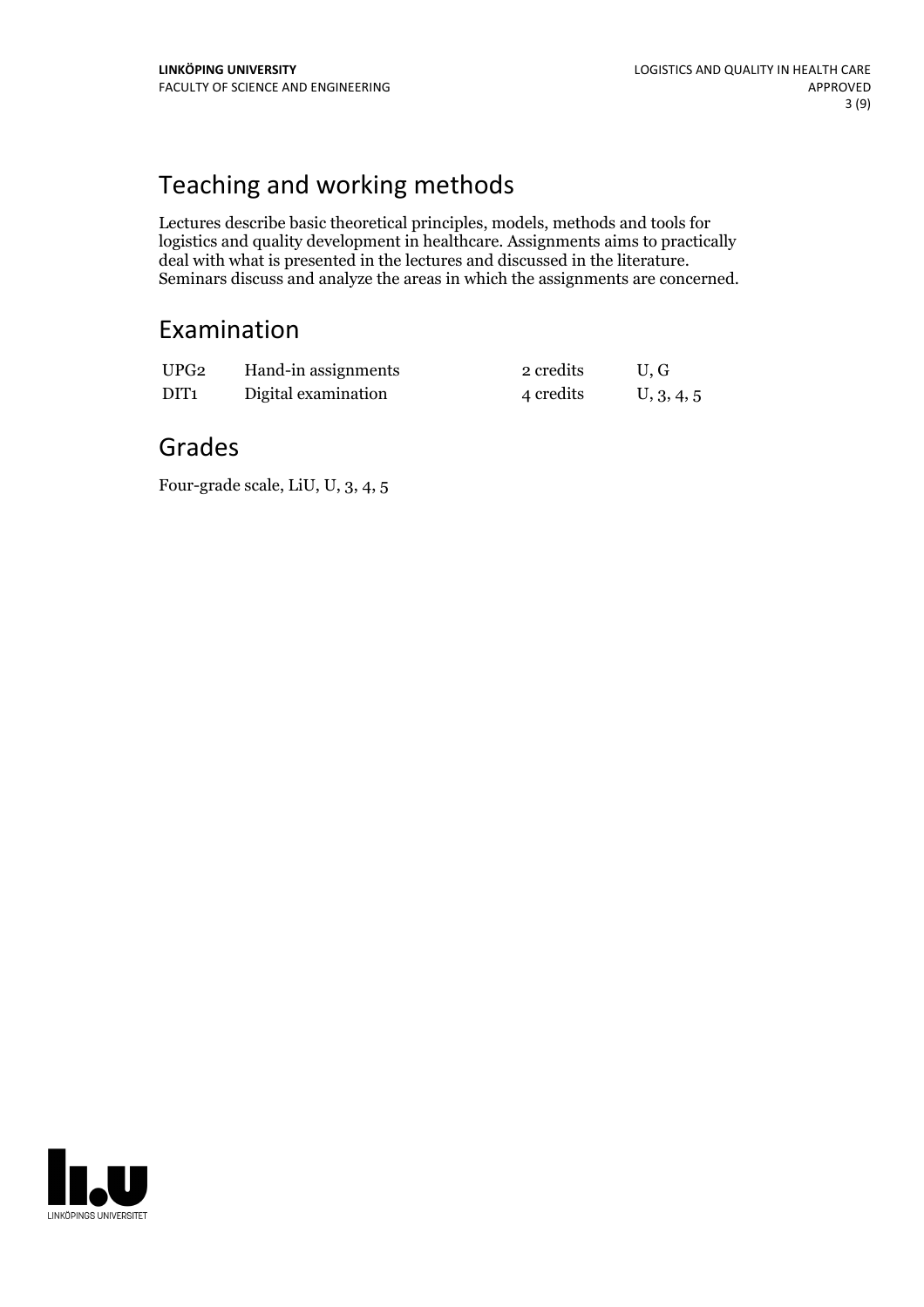## Teaching and working methods

Lectures describe basic theoretical principles, models, methods and tools for logistics and quality development in healthcare. Assignments aims to practically deal with what is presented in the lectures and discussed in the literature. Seminars discuss and analyze the areas in which the assignments are concerned.

## Examination

| | | | |
|---|---|---|---|
| UPG2 | Hand-in assignments | 2 credits | U, G |
| DIT1 | Digital examination | 4 credits | U, 3, 4, 5 |

## Grades

Four-grade scale, LiU, U, 3, 4, 5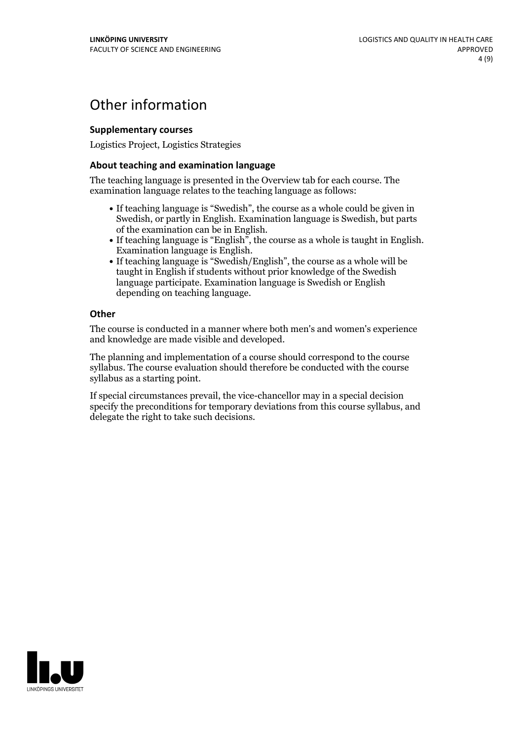# Other information

### Supplementary courses

Logistics Project, Logistics Strategies

### About teaching and examination language

The teaching language is presented in the Overview tab for each course. The examination language relates to the teaching language as follows:

- If teaching language is "Swedish", the course as a whole could be given in Swedish, or partly in English. Examination language is Swedish, but parts of the examination can be in English.
- If teaching language is "English", the course as a whole is taught in English. Examination language is English.
- If teaching language is "Swedish/English", the course as a whole will be taught in English if students without prior knowledge of the Swedish language participate. Examination language is Swedish or English depending on teaching language.

### Other

The course is conducted in a manner where both men's and women's experience and knowledge are made visible and developed.

The planning and implementation of a course should correspond to the course syllabus. The course evaluation should therefore be conducted with the course syllabus as a starting point.

If special circumstances prevail, the vice-chancellor may in a special decision specify the preconditions for temporary deviations from this course syllabus, and delegate the right to take such decisions.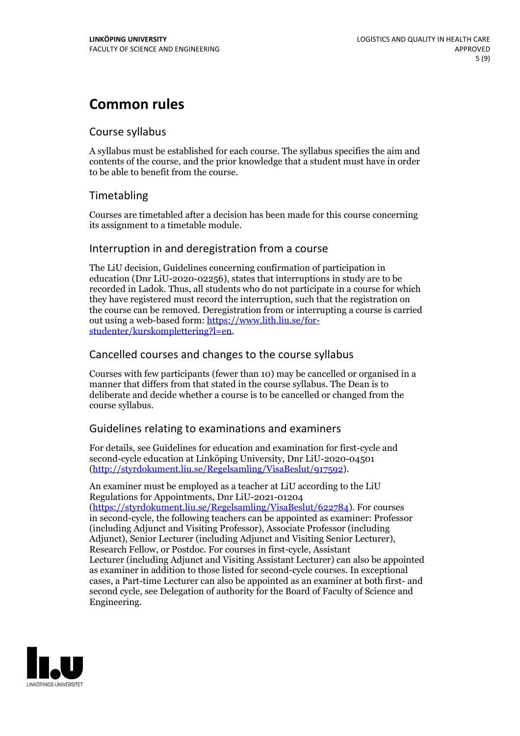# Common rules

## Course syllabus

A syllabus must be established for each course. The syllabus specifies the aim and contents of the course, and the prior knowledge that a student must have in order to be able to benefit from the course.

## Timetabling

Courses are timetabled after a decision has been made for this course concerning its assignment to a timetable module.

## Interruption in and deregistration from a course

The LiU decision, Guidelines concerning confirmation of participation in education (Dnr LiU-2020-02256), states that interruptions in study are to be recorded in Ladok. Thus, all students who do not participate in a course for which they have registered must record the interruption, such that the registration on the course can be removed. Deregistration from or interrupting a course is carried out using a web-based form: https://www.lith.liu.se/for-studenter/kurskomplettering?l=en.

## Cancelled courses and changes to the course syllabus

Courses with few participants (fewer than 10) may be cancelled or organised in a manner that differs from that stated in the course syllabus. The Dean is to deliberate and decide whether a course is to be cancelled or changed from the course syllabus.

## Guidelines relating to examinations and examiners

For details, see Guidelines for education and examination for first-cycle and second-cycle education at Linköping University, Dnr LiU-2020-04501 (http://styrdokument.liu.se/Regelsamling/VisaBeslut/917592).

An examiner must be employed as a teacher at LiU according to the LiU Regulations for Appointments, Dnr LiU-2021-01204 (https://styrdokument.liu.se/Regelsamling/VisaBeslut/622784). For courses in second-cycle, the following teachers can be appointed as examiner: Professor (including Adjunct and Visiting Professor), Associate Professor (including Adjunct), Senior Lecturer (including Adjunct and Visiting Senior Lecturer), Research Fellow, or Postdoc. For courses in first-cycle, Assistant Lecturer (including Adjunct and Visiting Assistant Lecturer) can also be appointed as examiner in addition to those listed for second-cycle courses. In exceptional cases, a Part-time Lecturer can also be appointed as an examiner at both first- and second cycle, see Delegation of authority for the Board of Faculty of Science and Engineering.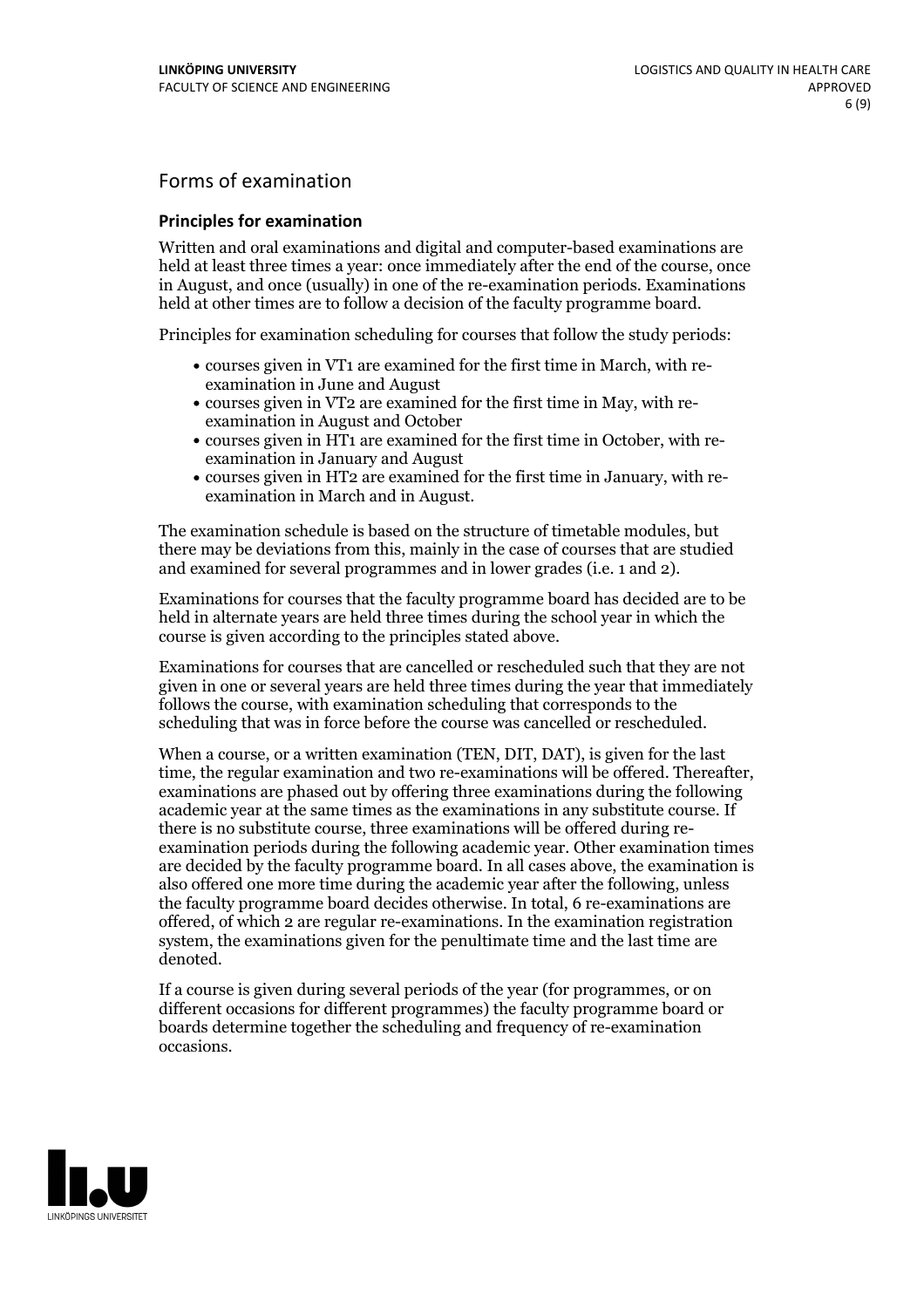## Forms of examination

### Principles for examination

Written and oral examinations and digital and computer-based examinations are held at least three times a year: once immediately after the end of the course, once in August, and once (usually) in one of the re-examination periods. Examinations held at other times are to follow a decision of the faculty programme board.

Principles for examination scheduling for courses that follow the study periods:

- courses given in VT1 are examined for the first time in March, with re-examination in June and August
- courses given in VT2 are examined for the first time in May, with re-examination in August and October
- courses given in HT1 are examined for the first time in October, with re-examination in January and August
- courses given in HT2 are examined for the first time in January, with re-examination in March and in August.

The examination schedule is based on the structure of timetable modules, but there may be deviations from this, mainly in the case of courses that are studied and examined for several programmes and in lower grades (i.e. 1 and 2).

Examinations for courses that the faculty programme board has decided are to be held in alternate years are held three times during the school year in which the course is given according to the principles stated above.

Examinations for courses that are cancelled or rescheduled such that they are not given in one or several years are held three times during the year that immediately follows the course, with examination scheduling that corresponds to the scheduling that was in force before the course was cancelled or rescheduled.

When a course, or a written examination (TEN, DIT, DAT), is given for the last time, the regular examination and two re-examinations will be offered. Thereafter, examinations are phased out by offering three examinations during the following academic year at the same times as the examinations in any substitute course. If there is no substitute course, three examinations will be offered during re-examination periods during the following academic year. Other examination times are decided by the faculty programme board. In all cases above, the examination is also offered one more time during the academic year after the following, unless the faculty programme board decides otherwise. In total, 6 re-examinations are offered, of which 2 are regular re-examinations. In the examination registration system, the examinations given for the penultimate time and the last time are denoted.

If a course is given during several periods of the year (for programmes, or on different occasions for different programmes) the faculty programme board or boards determine together the scheduling and frequency of re-examination occasions.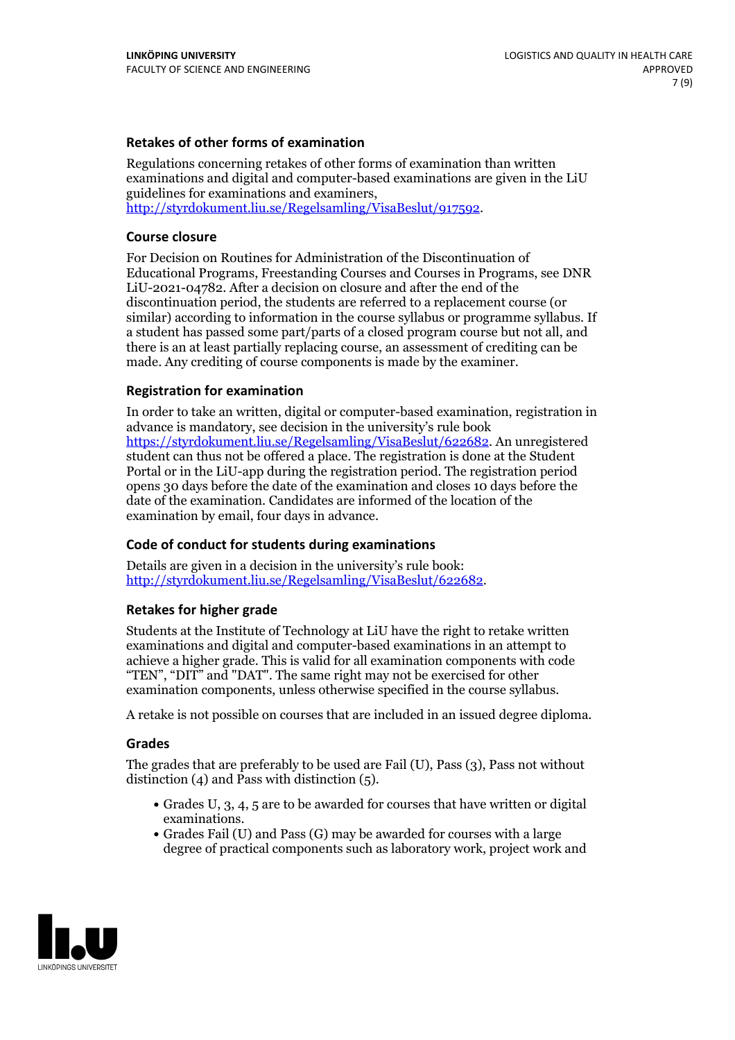### Retakes of other forms of examination

Regulations concerning retakes of other forms of examination than written examinations and digital and computer-based examinations are given in the LiU guidelines for examinations and examiners, http://styrdokument.liu.se/Regelsamling/VisaBeslut/917592.

### Course closure

For Decision on Routines for Administration of the Discontinuation of Educational Programs, Freestanding Courses and Courses in Programs, see DNR LiU-2021-04782. After a decision on closure and after the end of the discontinuation period, the students are referred to a replacement course (or similar) according to information in the course syllabus or programme syllabus. If a student has passed some part/parts of a closed program course but not all, and there is an at least partially replacing course, an assessment of crediting can be made. Any crediting of course components is made by the examiner.

### Registration for examination

In order to take an written, digital or computer-based examination, registration in advance is mandatory, see decision in the university's rule book https://styrdokument.liu.se/Regelsamling/VisaBeslut/622682. An unregistered student can thus not be offered a place. The registration is done at the Student Portal or in the LiU-app during the registration period. The registration period opens 30 days before the date of the examination and closes 10 days before the date of the examination. Candidates are informed of the location of the examination by email, four days in advance.

### Code of conduct for students during examinations

Details are given in a decision in the university's rule book: http://styrdokument.liu.se/Regelsamling/VisaBeslut/622682.

### Retakes for higher grade

Students at the Institute of Technology at LiU have the right to retake written examinations and digital and computer-based examinations in an attempt to achieve a higher grade. This is valid for all examination components with code "TEN", "DIT" and "DAT". The same right may not be exercised for other examination components, unless otherwise specified in the course syllabus.

A retake is not possible on courses that are included in an issued degree diploma.

### Grades

The grades that are preferably to be used are Fail (U), Pass (3), Pass not without distinction (4) and Pass with distinction (5).

- Grades U, 3, 4, 5 are to be awarded for courses that have written or digital examinations.
- Grades Fail (U) and Pass (G) may be awarded for courses with a large degree of practical components such as laboratory work, project work and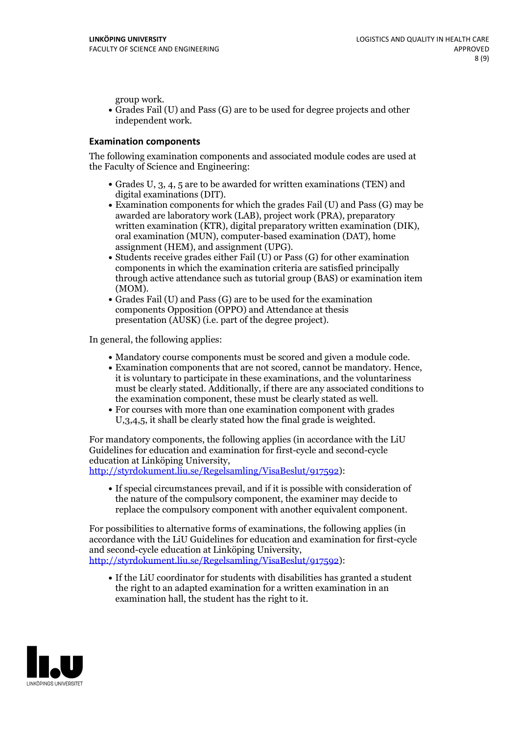group work.

- Grades Fail (U) and Pass (G) are to be used for degree projects and other independent work.

### Examination components

The following examination components and associated module codes are used at the Faculty of Science and Engineering:

- Grades U, 3, 4, 5 are to be awarded for written examinations (TEN) and digital examinations (DIT).
- Examination components for which the grades Fail (U) and Pass (G) may be awarded are laboratory work (LAB), project work (PRA), preparatory written examination (KTR), digital preparatory written examination (DIK), oral examination (MUN), computer-based examination (DAT), home assignment (HEM), and assignment (UPG).
- Students receive grades either Fail (U) or Pass (G) for other examination components in which the examination criteria are satisfied principally through active attendance such as tutorial group (BAS) or examination item (MOM).
- Grades Fail (U) and Pass (G) are to be used for the examination components Opposition (OPPO) and Attendance at thesis presentation (AUSK) (i.e. part of the degree project).

In general, the following applies:

- Mandatory course components must be scored and given a module code.
- Examination components that are not scored, cannot be mandatory. Hence, it is voluntary to participate in these examinations, and the voluntariness must be clearly stated. Additionally, if there are any associated conditions to the examination component, these must be clearly stated as well.
- For courses with more than one examination component with grades U,3,4,5, it shall be clearly stated how the final grade is weighted.

For mandatory components, the following applies (in accordance with the LiU Guidelines for education and examination for first-cycle and second-cycle education at Linköping University, http://styrdokument.liu.se/Regelsamling/VisaBeslut/917592):

- If special circumstances prevail, and if it is possible with consideration of the nature of the compulsory component, the examiner may decide to replace the compulsory component with another equivalent component.

For possibilities to alternative forms of examinations, the following applies (in accordance with the LiU Guidelines for education and examination for first-cycle and second-cycle education at Linköping University, http://styrdokument.liu.se/Regelsamling/VisaBeslut/917592):

- If the LiU coordinator for students with disabilities has granted a student the right to an adapted examination for a written examination in an examination hall, the student has the right to it.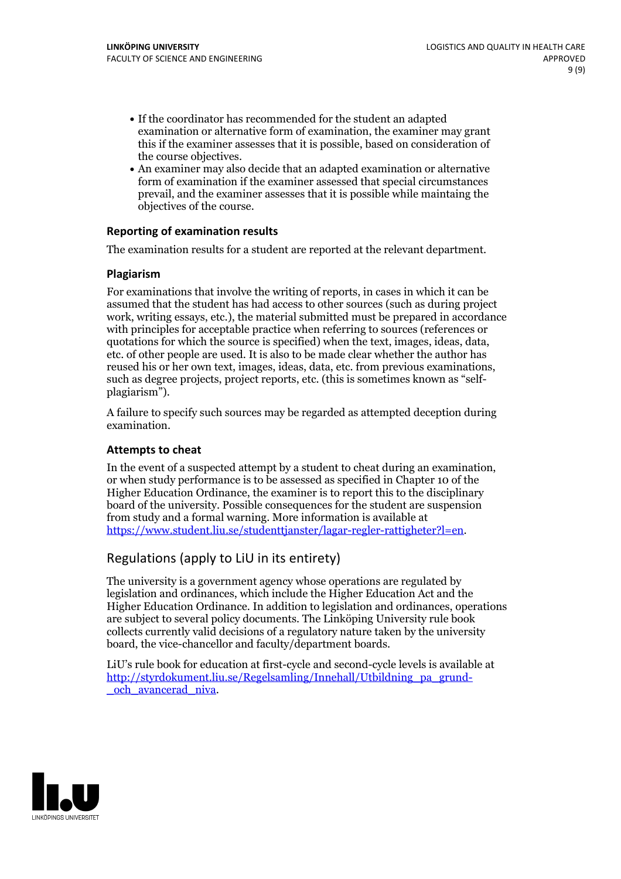- If the coordinator has recommended for the student an adapted examination or alternative form of examination, the examiner may grant this if the examiner assesses that it is possible, based on consideration of the course objectives.
- An examiner may also decide that an adapted examination or alternative form of examination if the examiner assessed that special circumstances prevail, and the examiner assesses that it is possible while maintaing the objectives of the course.

### Reporting of examination results

The examination results for a student are reported at the relevant department.

### Plagiarism

For examinations that involve the writing of reports, in cases in which it can be assumed that the student has had access to other sources (such as during project work, writing essays, etc.), the material submitted must be prepared in accordance with principles for acceptable practice when referring to sources (references or quotations for which the source is specified) when the text, images, ideas, data, etc. of other people are used. It is also to be made clear whether the author has reused his or her own text, images, ideas, data, etc. from previous examinations, such as degree projects, project reports, etc. (this is sometimes known as "self-plagiarism").

A failure to specify such sources may be regarded as attempted deception during examination.

### Attempts to cheat

In the event of a suspected attempt by a student to cheat during an examination, or when study performance is to be assessed as specified in Chapter 10 of the Higher Education Ordinance, the examiner is to report this to the disciplinary board of the university. Possible consequences for the student are suspension from study and a formal warning. More information is available at https://www.student.liu.se/studenttjanster/lagar-regler-rattigheter?l=en.

## Regulations (apply to LiU in its entirety)

The university is a government agency whose operations are regulated by legislation and ordinances, which include the Higher Education Act and the Higher Education Ordinance. In addition to legislation and ordinances, operations are subject to several policy documents. The Linköping University rule book collects currently valid decisions of a regulatory nature taken by the university board, the vice-chancellor and faculty/department boards.

LiU's rule book for education at first-cycle and second-cycle levels is available at http://styrdokument.liu.se/Regelsamling/Innehall/Utbildning_pa_grund-_och_avancerad_niva.